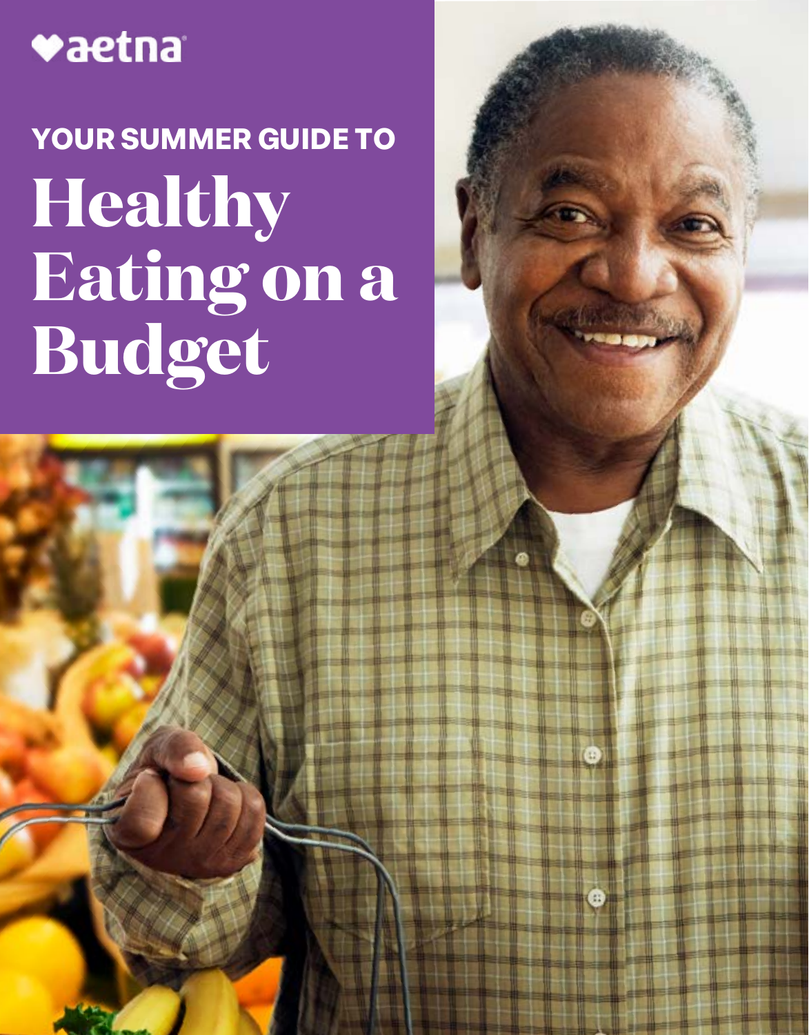aetna

YOUR SUMMER GUIDE TO

# Healthy Eating on a Budget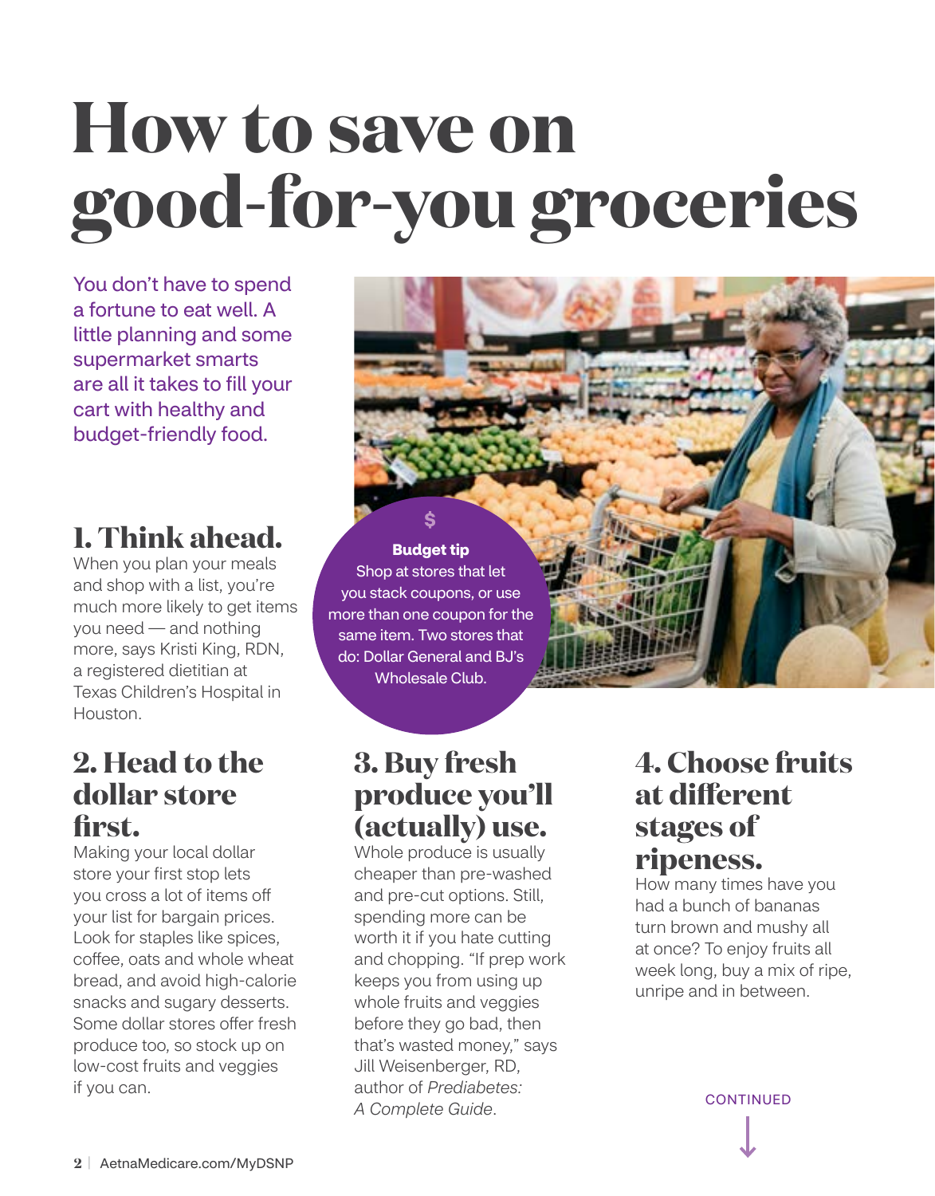# How to save on good-for-you groceries

You don't have to spend a fortune to eat well. A little planning and some supermarket smarts are all it takes to fill your cart with healthy and budget-friendly food.

## 1. Think ahead.

When you plan your meals and shop with a list, you're much more likely to get items you need — and nothing more, says Kristi King, RDN, a registered dietitian at Texas Children's Hospital in Houston.

**Budget tip**

Shop at stores that let you stack coupons, or use more than one coupon for the same item. Two stores that do: Dollar General and BJ's Wholesale Club.

## 2. Head to the dollar store first.

Making your local dollar store your first stop lets you cross a lot of items off your list for bargain prices. Look for staples like spices, coffee, oats and whole wheat bread, and avoid high-calorie snacks and sugary desserts. Some dollar stores offer fresh produce too, so stock up on low-cost fruits and veggies if you can.

## 3. Buy fresh produce you'll (actually) use.

Whole produce is usually cheaper than pre-washed and pre-cut options. Still, spending more can be worth it if you hate cutting and chopping. "If prep work keeps you from using up whole fruits and veggies before they go bad, then that's wasted money," says Jill Weisenberger, RD, author of *Prediabetes: A Complete Guide*.

## 4. Choose fruits at different stages of ripeness.

How many times have you had a bunch of bananas turn brown and mushy all at once? To enjoy fruits all week long, buy a mix of ripe, unripe and in between.

CONTINUED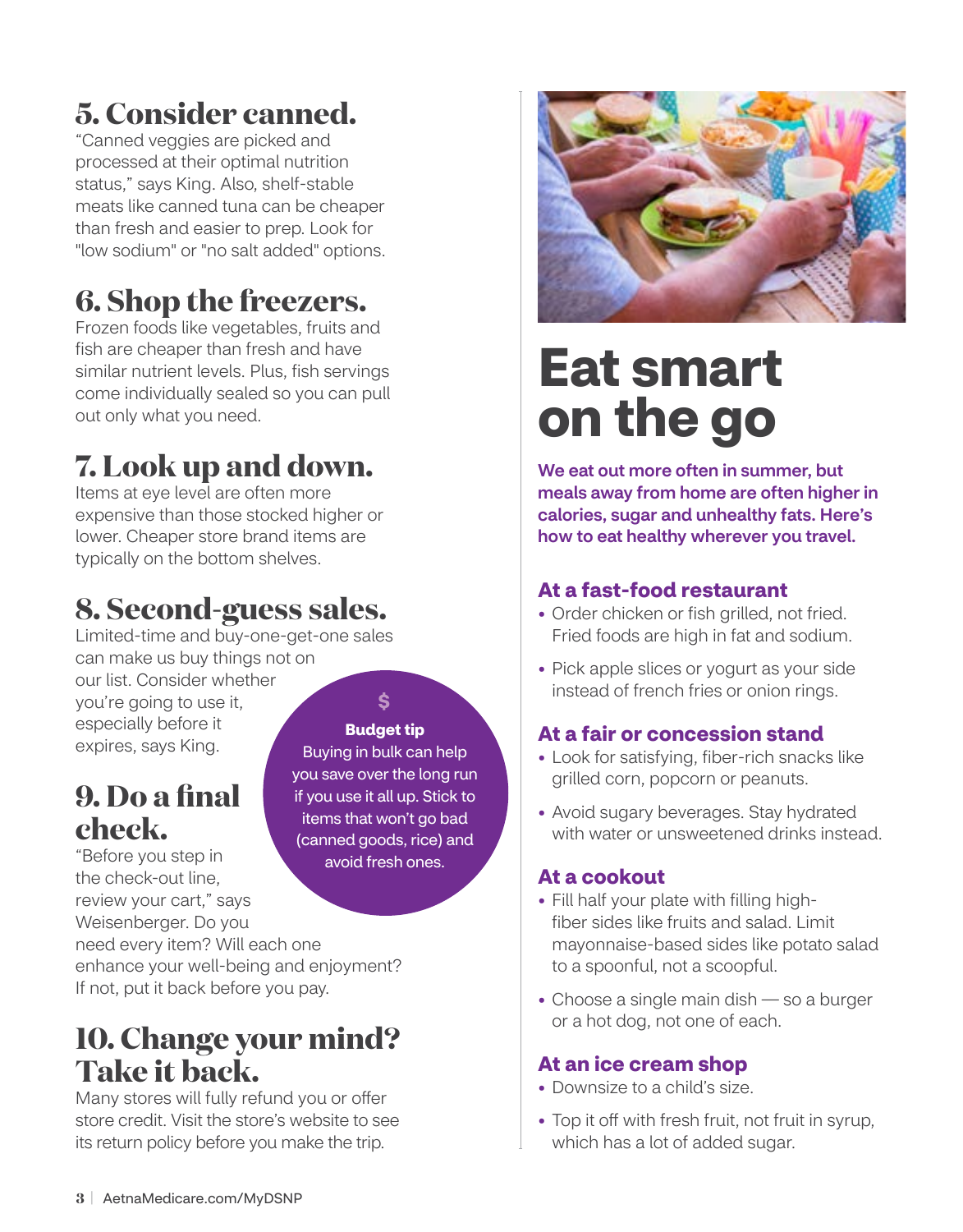## 5. Consider canned.

"Canned veggies are picked and processed at their optimal nutrition status," says King. Also, shelf-stable meats like canned tuna can be cheaper than fresh and easier to prep. Look for "low sodium" or "no salt added" options.

## 6. Shop the freezers.

Frozen foods like vegetables, fruits and fish are cheaper than fresh and have similar nutrient levels. Plus, fish servings come individually sealed so you can pull out only what you need.

## 7. Look up and down.

Items at eye level are often more expensive than those stocked higher or lower. Cheaper store brand items are typically on the bottom shelves.

## 8. Second-guess sales.

Limited-time and buy-one-get-one sales can make us buy things not on our list. Consider whether you're going to use it, especially before it expires, says King.

## 9. Do a final check.

"Before you step in the check-out line, review your cart," says Weisenberger. Do you need every item? Will each one enhance your well-being and enjoyment? If not, put it back before you pay.

## 10. Change your mind? Take it back.

Many stores will fully refund you or offer store credit. Visit the store's website to see its return policy before you make the trip.

$

**Budget tip**

Buying in bulk can help you save over the long run if you use it all up. Stick to items that won't go bad (canned goods, rice) and avoid fresh ones.

# Eat smart on the go

**We eat out more often in summer, but meals away from home are often higher in calories, sugar and unhealthy fats. Here's how to eat healthy wherever you travel.**

### At a fast-food restaurant

- Order chicken or fish grilled, not fried. Fried foods are high in fat and sodium.
- Pick apple slices or yogurt as your side instead of french fries or onion rings.

### At a fair or concession stand

- Look for satisfying, fiber-rich snacks like grilled corn, popcorn or peanuts.
- Avoid sugary beverages. Stay hydrated with water or unsweetened drinks instead.

### At a cookout

- Fill half your plate with filling high-fiber sides like fruits and salad. Limit mayonnaise-based sides like potato salad to a spoonful, not a scoopful.
- Choose a single main dish — so a burger or a hot dog, not one of each.

### At an ice cream shop

- Downsize to a child's size.
- Top it off with fresh fruit, not fruit in syrup, which has a lot of added sugar.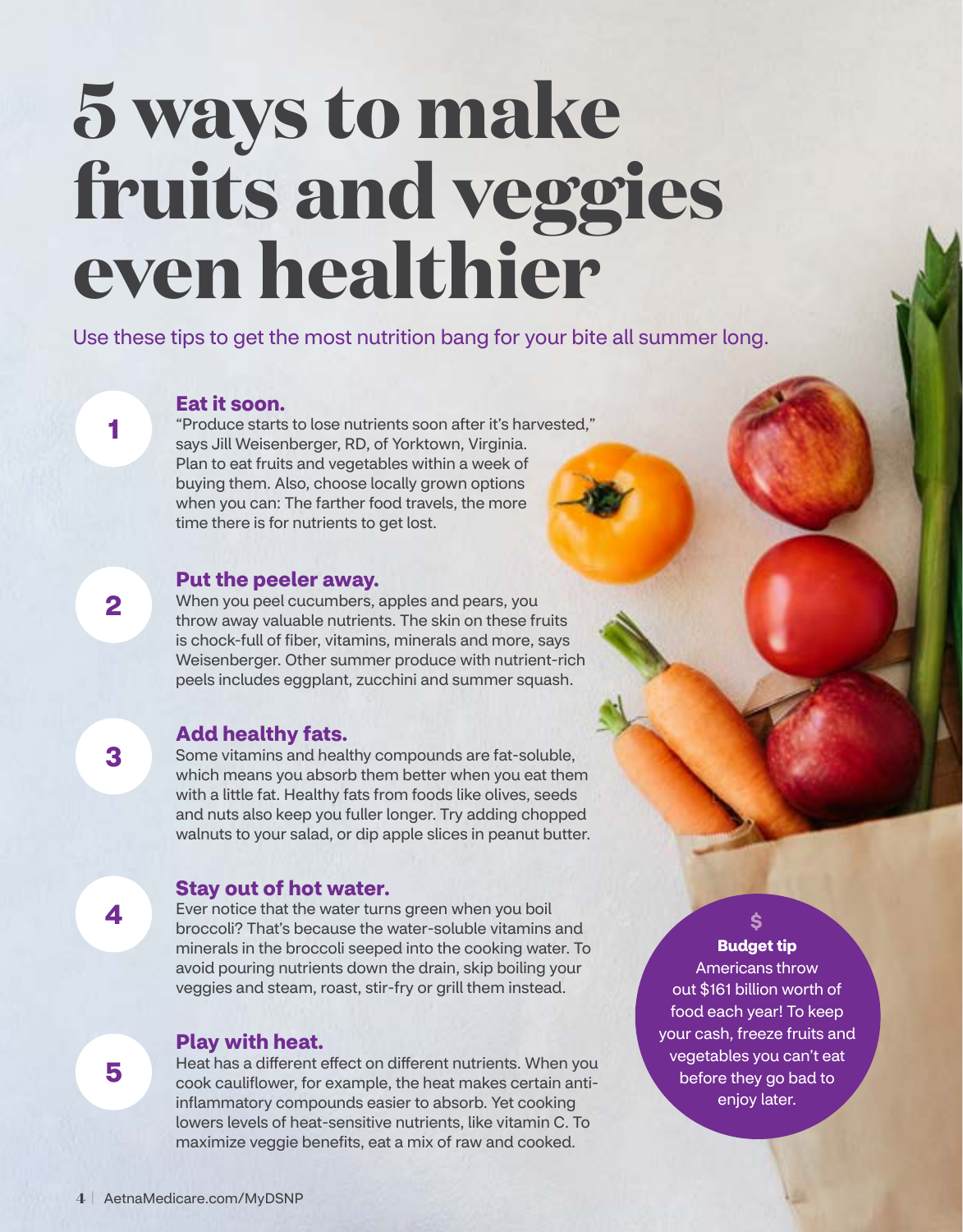# 5 ways to make fruits and veggies even healthier

Use these tips to get the most nutrition bang for your bite all summer long.

## 1 Eat it soon.

"Produce starts to lose nutrients soon after it's harvested," says Jill Weisenberger, RD, of Yorktown, Virginia. Plan to eat fruits and vegetables within a week of buying them. Also, choose locally grown options when you can: The farther food travels, the more time there is for nutrients to get lost.

## 2 Put the peeler away.

When you peel cucumbers, apples and pears, you throw away valuable nutrients. The skin on these fruits is chock-full of fiber, vitamins, minerals and more, says Weisenberger. Other summer produce with nutrient-rich peels includes eggplant, zucchini and summer squash.

## 3 Add healthy fats.

Some vitamins and healthy compounds are fat-soluble, which means you absorb them better when you eat them with a little fat. Healthy fats from foods like olives, seeds and nuts also keep you fuller longer. Try adding chopped walnuts to your salad, or dip apple slices in peanut butter.

## 4 Stay out of hot water.

Ever notice that the water turns green when you boil broccoli? That's because the water-soluble vitamins and minerals in the broccoli seeped into the cooking water. To avoid pouring nutrients down the drain, skip boiling your veggies and steam, roast, stir-fry or grill them instead.

## 5 Play with heat.

Heat has a different effect on different nutrients. When you cook cauliflower, for example, the heat makes certain anti-inflammatory compounds easier to absorb. Yet cooking lowers levels of heat-sensitive nutrients, like vitamin C. To maximize veggie benefits, eat a mix of raw and cooked.

**$ Budget tip**

Americans throw out $161 billion worth of food each year! To keep your cash, freeze fruits and vegetables you can't eat before they go bad to enjoy later.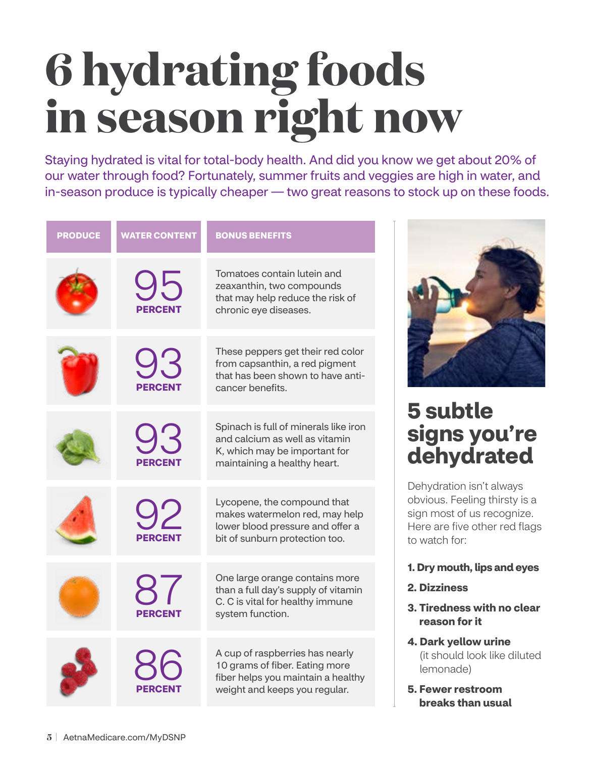# 6 hydrating foods in season right now

Staying hydrated is vital for total-body health. And did you know we get about 20% of our water through food? Fortunately, summer fruits and veggies are high in water, and in-season produce is typically cheaper — two great reasons to stock up on these foods.

| PRODUCE | WATER CONTENT | BONUS BENEFITS |
| --- | --- | --- |
| Tomato | 95 PERCENT | Tomatoes contain lutein and zeaxanthin, two compounds that may help reduce the risk of chronic eye diseases. |
| Red pepper | 93 PERCENT | These peppers get their red color from capsanthin, a red pigment that has been shown to have anti-cancer benefits. |
| Spinach | 93 PERCENT | Spinach is full of minerals like iron and calcium as well as vitamin K, which may be important for maintaining a healthy heart. |
| Watermelon | 92 PERCENT | Lycopene, the compound that makes watermelon red, may help lower blood pressure and offer a bit of sunburn protection too. |
| Orange | 87 PERCENT | One large orange contains more than a full day's supply of vitamin C. C is vital for healthy immune system function. |
| Raspberries | 86 PERCENT | A cup of raspberries has nearly 10 grams of fiber. Eating more fiber helps you maintain a healthy weight and keeps you regular. |

## 5 subtle signs you're dehydrated

Dehydration isn't always obvious. Feeling thirsty is a sign most of us recognize. Here are five other red flags to watch for:

1. **Dry mouth, lips and eyes**
2. **Dizziness**
3. **Tiredness with no clear reason for it**
4. **Dark yellow urine** (it should look like diluted lemonade)
5. **Fewer restroom breaks than usual**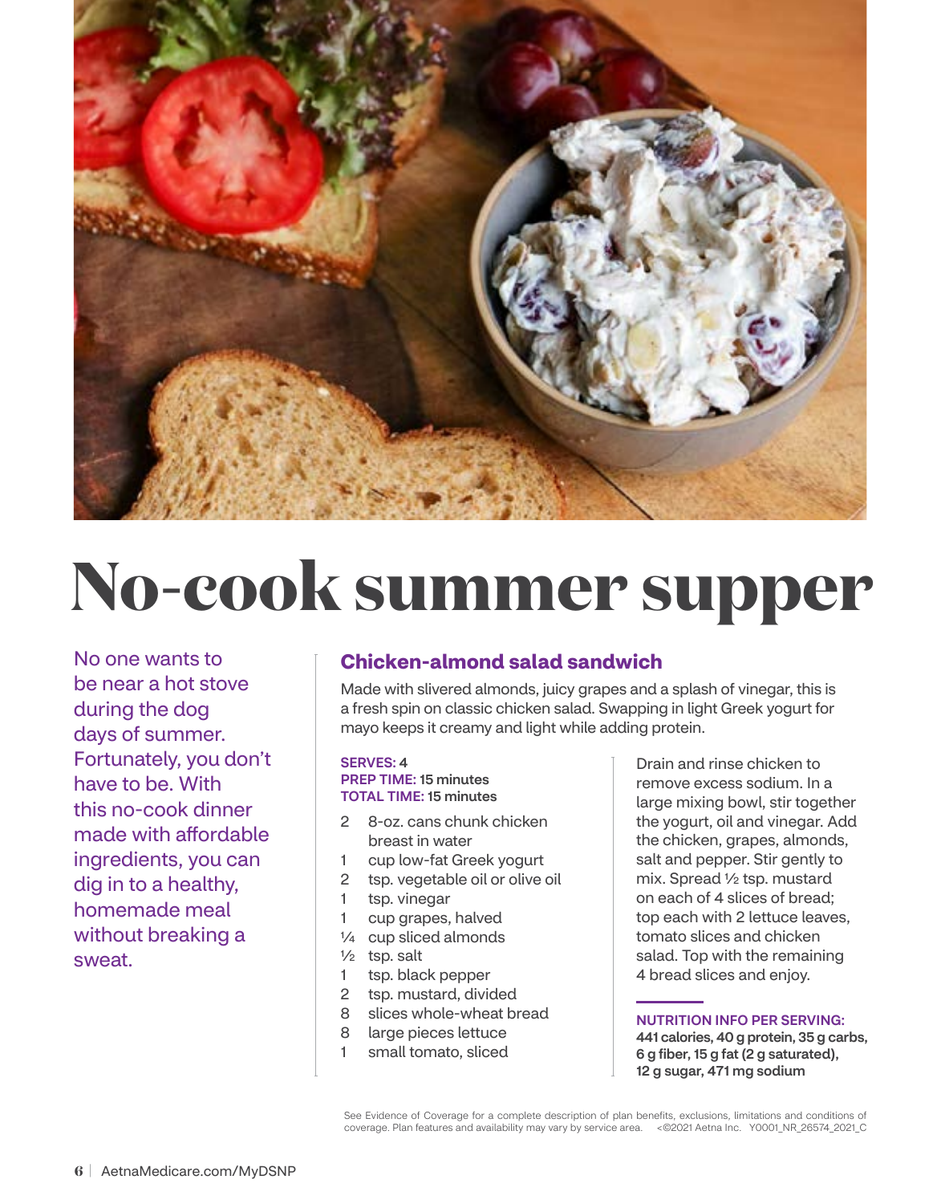# No-cook summer supper

No one wants to be near a hot stove during the dog days of summer. Fortunately, you don't have to be. With this no-cook dinner made with affordable ingredients, you can dig in to a healthy, homemade meal without breaking a sweat.

## Chicken-almond salad sandwich

Made with slivered almonds, juicy grapes and a splash of vinegar, this is a fresh spin on classic chicken salad. Swapping in light Greek yogurt for mayo keeps it creamy and light while adding protein.

**SERVES:** 4
**PREP TIME:** 15 minutes
**TOTAL TIME:** 15 minutes

- 2 8-oz. cans chunk chicken breast in water
- 1 cup low-fat Greek yogurt
- 2 tsp. vegetable oil or olive oil
- 1 tsp. vinegar
- 1 cup grapes, halved
- ¼ cup sliced almonds
- ½ tsp. salt
- 1 tsp. black pepper
- 2 tsp. mustard, divided
- 8 slices whole-wheat bread
- 8 large pieces lettuce
- 1 small tomato, sliced

Drain and rinse chicken to remove excess sodium. In a large mixing bowl, stir together the yogurt, oil and vinegar. Add the chicken, grapes, almonds, salt and pepper. Stir gently to mix. Spread ½ tsp. mustard on each of 4 slices of bread; top each with 2 lettuce leaves, tomato slices and chicken salad. Top with the remaining 4 bread slices and enjoy.

**NUTRITION INFO PER SERVING:**
**441 calories, 40 g protein, 35 g carbs, 6 g fiber, 15 g fat (2 g saturated), 12 g sugar, 471 mg sodium**

See Evidence of Coverage for a complete description of plan benefits, exclusions, limitations and conditions of coverage. Plan features and availability may vary by service area. <©2021 Aetna Inc. Y0001_NR_26574_2021_C

AetnaMedicare.com/MyDSNP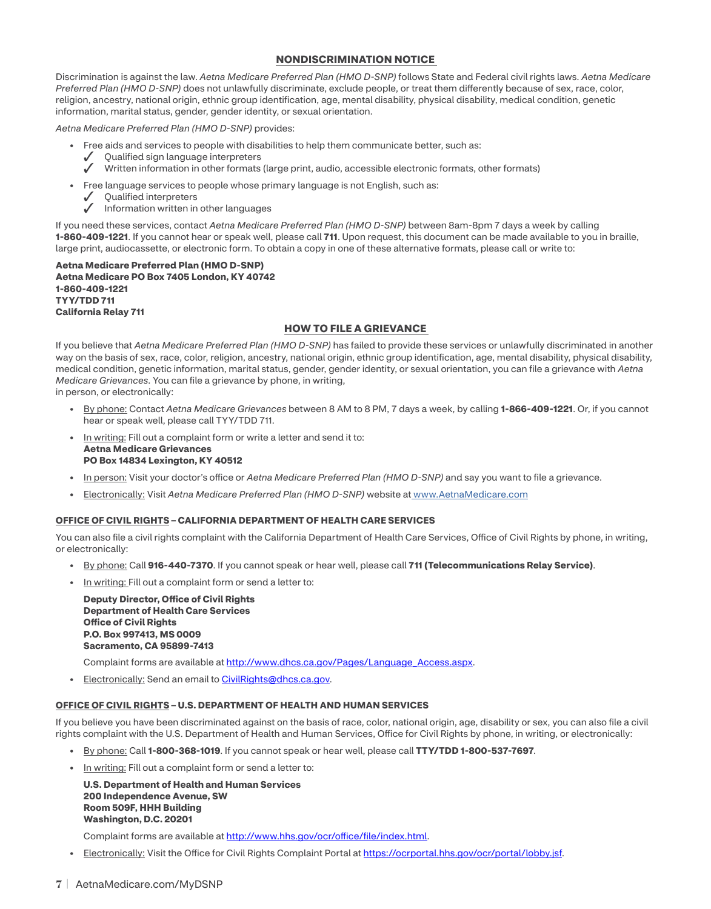## NONDISCRIMINATION NOTICE

Discrimination is against the law. *Aetna Medicare Preferred Plan (HMO D-SNP)* follows State and Federal civil rights laws. *Aetna Medicare Preferred Plan (HMO D-SNP)* does not unlawfully discriminate, exclude people, or treat them differently because of sex, race, color, religion, ancestry, national origin, ethnic group identification, age, mental disability, physical disability, medical condition, genetic information, marital status, gender, gender identity, or sexual orientation.

*Aetna Medicare Preferred Plan (HMO D-SNP)* provides:

- Free aids and services to people with disabilities to help them communicate better, such as:
  - ✓ Qualified sign language interpreters
  - ✓ Written information in other formats (large print, audio, accessible electronic formats, other formats)
- Free language services to people whose primary language is not English, such as:
  - ✓ Qualified interpreters
  - ✓ Information written in other languages

If you need these services, contact *Aetna Medicare Preferred Plan (HMO D-SNP)* between 8am-8pm 7 days a week by calling **1-860-409-1221**. If you cannot hear or speak well, please call **711**. Upon request, this document can be made available to you in braille, large print, audiocassette, or electronic form. To obtain a copy in one of these alternative formats, please call or write to:

**Aetna Medicare Preferred Plan (HMO D-SNP)**
**Aetna Medicare PO Box 7405 London, KY 40742**
**1-860-409-1221**
**TYY/TDD 711**
**California Relay 711**

## HOW TO FILE A GRIEVANCE

If you believe that *Aetna Medicare Preferred Plan (HMO D-SNP)* has failed to provide these services or unlawfully discriminated in another way on the basis of sex, race, color, religion, ancestry, national origin, ethnic group identification, age, mental disability, physical disability, medical condition, genetic information, marital status, gender, gender identity, or sexual orientation, you can file a grievance with *Aetna Medicare Grievances*. You can file a grievance by phone, in writing, in person, or electronically:

- By phone: Contact *Aetna Medicare Grievances* between 8 AM to 8 PM, 7 days a week, by calling **1-866-409-1221**. Or, if you cannot hear or speak well, please call TYY/TDD 711.
- In writing: Fill out a complaint form or write a letter and send it to:
  **Aetna Medicare Grievances**
  **PO Box 14834 Lexington, KY 40512**
- In person: Visit your doctor's office or *Aetna Medicare Preferred Plan (HMO D-SNP)* and say you want to file a grievance.
- Electronically: Visit *Aetna Medicare Preferred Plan (HMO D-SNP)* website at www.AetnaMedicare.com

### OFFICE OF CIVIL RIGHTS – CALIFORNIA DEPARTMENT OF HEALTH CARE SERVICES

You can also file a civil rights complaint with the California Department of Health Care Services, Office of Civil Rights by phone, in writing, or electronically:

- By phone: Call **916-440-7370**. If you cannot speak or hear well, please call **711 (Telecommunications Relay Service)**.
- In writing: Fill out a complaint form or send a letter to:

  **Deputy Director, Office of Civil Rights**
  **Department of Health Care Services**
  **Office of Civil Rights**
  **P.O. Box 997413, MS 0009**
  **Sacramento, CA 95899-7413**

  Complaint forms are available at http://www.dhcs.ca.gov/Pages/Language_Access.aspx.
- Electronically: Send an email to CivilRights@dhcs.ca.gov.

### OFFICE OF CIVIL RIGHTS – U.S. DEPARTMENT OF HEALTH AND HUMAN SERVICES

If you believe you have been discriminated against on the basis of race, color, national origin, age, disability or sex, you can also file a civil rights complaint with the U.S. Department of Health and Human Services, Office for Civil Rights by phone, in writing, or electronically:

- By phone: Call **1-800-368-1019**. If you cannot speak or hear well, please call **TTY/TDD 1-800-537-7697**.
- In writing: Fill out a complaint form or send a letter to:

  **U.S. Department of Health and Human Services**
  **200 Independence Avenue, SW**
  **Room 509F, HHH Building**
  **Washington, D.C. 20201**

  Complaint forms are available at http://www.hhs.gov/ocr/office/file/index.html.
- Electronically: Visit the Office for Civil Rights Complaint Portal at https://ocrportal.hhs.gov/ocr/portal/lobby.jsf.